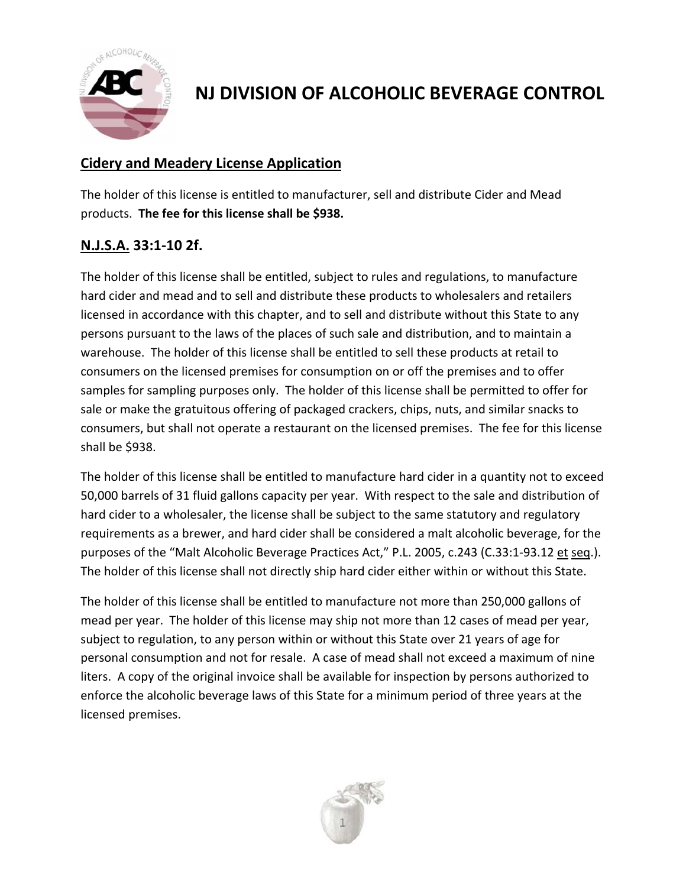# NJ DIVISION OF ALCOHOLIC BEVERAGE CONTROL

## Cidery and Meadery License Application

The holder of this license is entitled to manufacturer, sell and distribute Cider and Mead products. **The fee for this license shall be $938.**

## N.J.S.A. 33:1-10 2f.

The holder of this license shall be entitled, subject to rules and regulations, to manufacture hard cider and mead and to sell and distribute these products to wholesalers and retailers licensed in accordance with this chapter, and to sell and distribute without this State to any persons pursuant to the laws of the places of such sale and distribution, and to maintain a warehouse. The holder of this license shall be entitled to sell these products at retail to consumers on the licensed premises for consumption on or off the premises and to offer samples for sampling purposes only. The holder of this license shall be permitted to offer for sale or make the gratuitous offering of packaged crackers, chips, nuts, and similar snacks to consumers, but shall not operate a restaurant on the licensed premises. The fee for this license shall be $938.

The holder of this license shall be entitled to manufacture hard cider in a quantity not to exceed 50,000 barrels of 31 fluid gallons capacity per year. With respect to the sale and distribution of hard cider to a wholesaler, the license shall be subject to the same statutory and regulatory requirements as a brewer, and hard cider shall be considered a malt alcoholic beverage, for the purposes of the "Malt Alcoholic Beverage Practices Act," P.L. 2005, c.243 (C.33:1-93.12 et seq.). The holder of this license shall not directly ship hard cider either within or without this State.

The holder of this license shall be entitled to manufacture not more than 250,000 gallons of mead per year. The holder of this license may ship not more than 12 cases of mead per year, subject to regulation, to any person within or without this State over 21 years of age for personal consumption and not for resale. A case of mead shall not exceed a maximum of nine liters. A copy of the original invoice shall be available for inspection by persons authorized to enforce the alcoholic beverage laws of this State for a minimum period of three years at the licensed premises.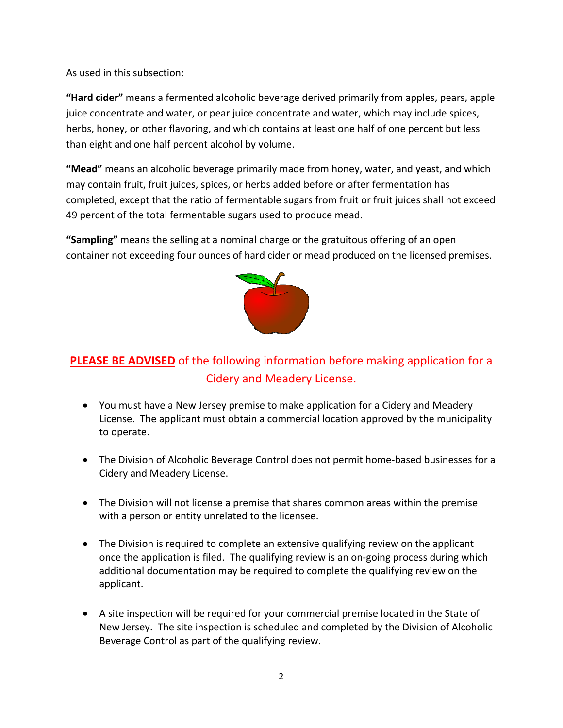As used in this subsection:

**"Hard cider"** means a fermented alcoholic beverage derived primarily from apples, pears, apple juice concentrate and water, or pear juice concentrate and water, which may include spices, herbs, honey, or other flavoring, and which contains at least one half of one percent but less than eight and one half percent alcohol by volume.

**"Mead"** means an alcoholic beverage primarily made from honey, water, and yeast, and which may contain fruit, fruit juices, spices, or herbs added before or after fermentation has completed, except that the ratio of fermentable sugars from fruit or fruit juices shall not exceed 49 percent of the total fermentable sugars used to produce mead.

**"Sampling"** means the selling at a nominal charge or the gratuitous offering of an open container not exceeding four ounces of hard cider or mead produced on the licensed premises.

## **PLEASE BE ADVISED** of the following information before making application for a Cidery and Meadery License.

- You must have a New Jersey premise to make application for a Cidery and Meadery License. The applicant must obtain a commercial location approved by the municipality to operate.

- The Division of Alcoholic Beverage Control does not permit home-based businesses for a Cidery and Meadery License.

- The Division will not license a premise that shares common areas within the premise with a person or entity unrelated to the licensee.

- The Division is required to complete an extensive qualifying review on the applicant once the application is filed. The qualifying review is an on-going process during which additional documentation may be required to complete the qualifying review on the applicant.

- A site inspection will be required for your commercial premise located in the State of New Jersey. The site inspection is scheduled and completed by the Division of Alcoholic Beverage Control as part of the qualifying review.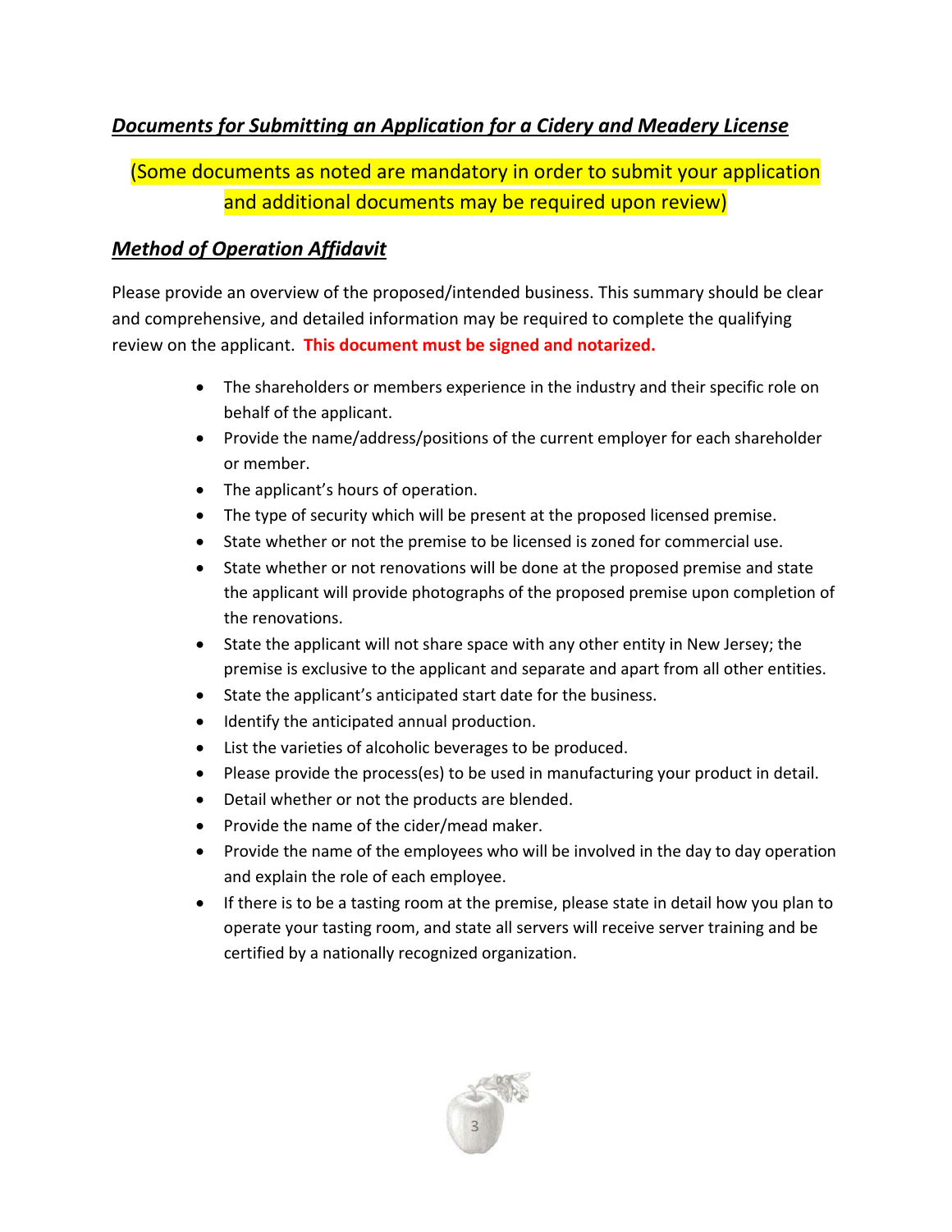## ***Documents for Submitting an Application for a Cidery and Meadery License***

(Some documents as noted are mandatory in order to submit your application and additional documents may be required upon review)

### ***Method of Operation Affidavit***

Please provide an overview of the proposed/intended business. This summary should be clear and comprehensive, and detailed information may be required to complete the qualifying review on the applicant. **This document must be signed and notarized.**

- The shareholders or members experience in the industry and their specific role on behalf of the applicant.
- Provide the name/address/positions of the current employer for each shareholder or member.
- The applicant's hours of operation.
- The type of security which will be present at the proposed licensed premise.
- State whether or not the premise to be licensed is zoned for commercial use.
- State whether or not renovations will be done at the proposed premise and state the applicant will provide photographs of the proposed premise upon completion of the renovations.
- State the applicant will not share space with any other entity in New Jersey; the premise is exclusive to the applicant and separate and apart from all other entities.
- State the applicant's anticipated start date for the business.
- Identify the anticipated annual production.
- List the varieties of alcoholic beverages to be produced.
- Please provide the process(es) to be used in manufacturing your product in detail.
- Detail whether or not the products are blended.
- Provide the name of the cider/mead maker.
- Provide the name of the employees who will be involved in the day to day operation and explain the role of each employee.
- If there is to be a tasting room at the premise, please state in detail how you plan to operate your tasting room, and state all servers will receive server training and be certified by a nationally recognized organization.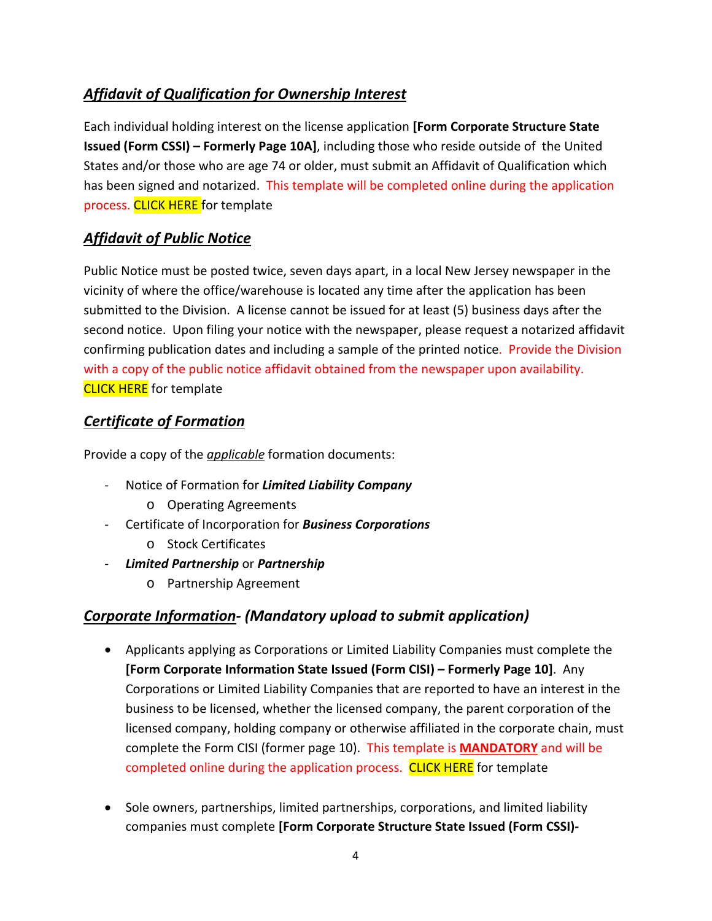## ***Affidavit of Qualification for Ownership Interest***

Each individual holding interest on the license application **[Form Corporate Structure State Issued (Form CSSI) – Formerly Page 10A]**, including those who reside outside of the United States and/or those who are age 74 or older, must submit an Affidavit of Qualification which has been signed and notarized. This template will be completed online during the application process. CLICK HERE for template

## ***Affidavit of Public Notice***

Public Notice must be posted twice, seven days apart, in a local New Jersey newspaper in the vicinity of where the office/warehouse is located any time after the application has been submitted to the Division. A license cannot be issued for at least (5) business days after the second notice. Upon filing your notice with the newspaper, please request a notarized affidavit confirming publication dates and including a sample of the printed notice. Provide the Division with a copy of the public notice affidavit obtained from the newspaper upon availability. CLICK HERE for template

## ***Certificate of Formation***

Provide a copy of the ***applicable*** formation documents:

- Notice of Formation for ***Limited Liability Company***
    - Operating Agreements
- Certificate of Incorporation for ***Business Corporations***
    - Stock Certificates
- ***Limited Partnership*** or ***Partnership***
    - Partnership Agreement

## ***Corporate Information- (Mandatory upload to submit application)***

- Applicants applying as Corporations or Limited Liability Companies must complete the **[Form Corporate Information State Issued (Form CISI) – Formerly Page 10]**. Any Corporations or Limited Liability Companies that are reported to have an interest in the business to be licensed, whether the licensed company, the parent corporation of the licensed company, holding company or otherwise affiliated in the corporate chain, must complete the Form CISI (former page 10). This template is **MANDATORY** and will be completed online during the application process. CLICK HERE for template

- Sole owners, partnerships, limited partnerships, corporations, and limited liability companies must complete **[Form Corporate Structure State Issued (Form CSSI)-**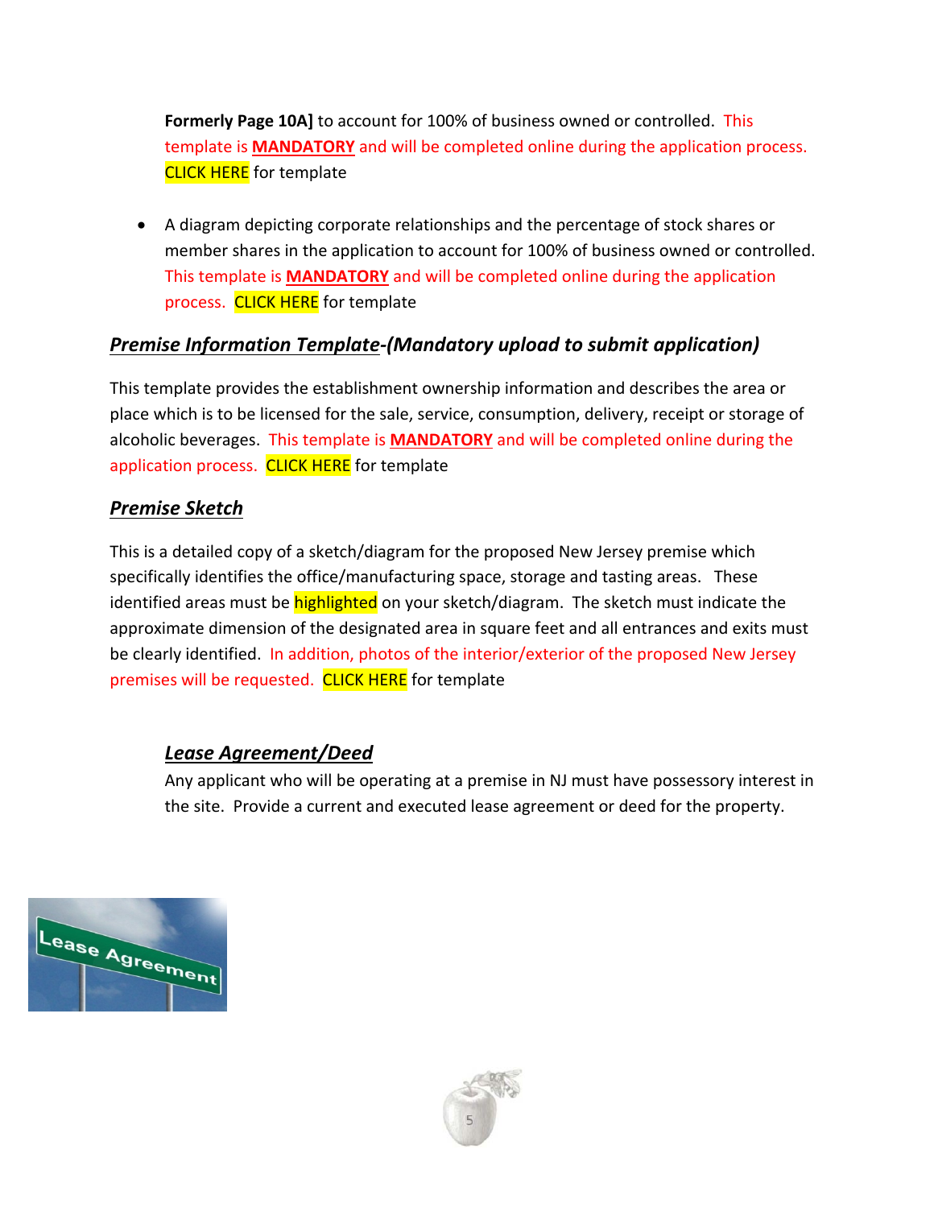**Formerly Page 10A]** to account for 100% of business owned or controlled. This template is **MANDATORY** and will be completed online during the application process. CLICK HERE for template

- A diagram depicting corporate relationships and the percentage of stock shares or member shares in the application to account for 100% of business owned or controlled. This template is **MANDATORY** and will be completed online during the application process. CLICK HERE for template

### ***Premise Information Template-(Mandatory upload to submit application)***

This template provides the establishment ownership information and describes the area or place which is to be licensed for the sale, service, consumption, delivery, receipt or storage of alcoholic beverages. This template is **MANDATORY** and will be completed online during the application process. CLICK HERE for template

### ***Premise Sketch***

This is a detailed copy of a sketch/diagram for the proposed New Jersey premise which specifically identifies the office/manufacturing space, storage and tasting areas. These identified areas must be highlighted on your sketch/diagram. The sketch must indicate the approximate dimension of the designated area in square feet and all entrances and exits must be clearly identified. In addition, photos of the interior/exterior of the proposed New Jersey premises will be requested. CLICK HERE for template

### ***Lease Agreement/Deed***

Any applicant who will be operating at a premise in NJ must have possessory interest in the site. Provide a current and executed lease agreement or deed for the property.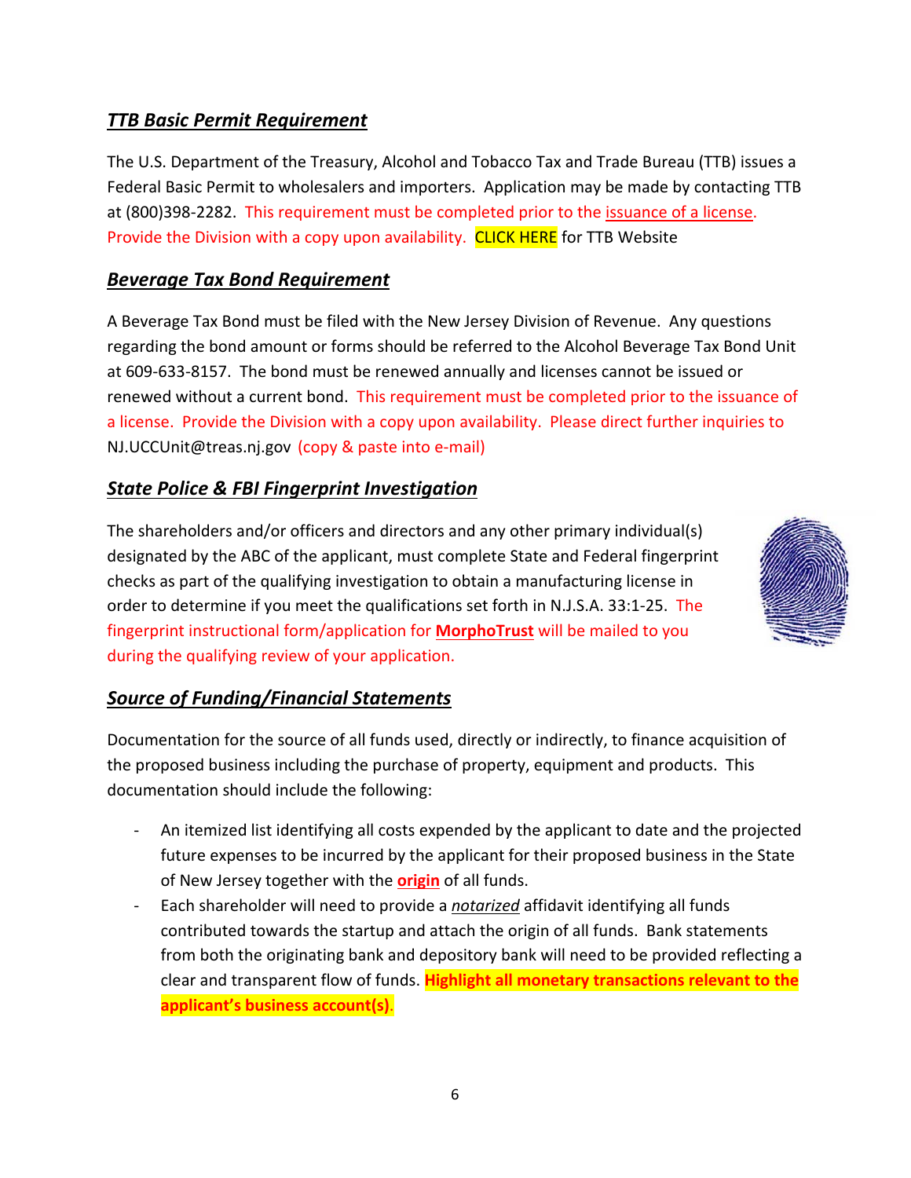### ***TTB Basic Permit Requirement***

The U.S. Department of the Treasury, Alcohol and Tobacco Tax and Trade Bureau (TTB) issues a Federal Basic Permit to wholesalers and importers. Application may be made by contacting TTB at (800)398-2282. This requirement must be completed prior to the issuance of a license. Provide the Division with a copy upon availability. CLICK HERE for TTB Website

### ***Beverage Tax Bond Requirement***

A Beverage Tax Bond must be filed with the New Jersey Division of Revenue. Any questions regarding the bond amount or forms should be referred to the Alcohol Beverage Tax Bond Unit at 609-633-8157. The bond must be renewed annually and licenses cannot be issued or renewed without a current bond. This requirement must be completed prior to the issuance of a license. Provide the Division with a copy upon availability. Please direct further inquiries to NJ.UCCUnit@treas.nj.gov (copy & paste into e-mail)

### ***State Police & FBI Fingerprint Investigation***

The shareholders and/or officers and directors and any other primary individual(s) designated by the ABC of the applicant, must complete State and Federal fingerprint checks as part of the qualifying investigation to obtain a manufacturing license in order to determine if you meet the qualifications set forth in N.J.S.A. 33:1-25. The fingerprint instructional form/application for **MorphoTrust** will be mailed to you during the qualifying review of your application.

### ***Source of Funding/Financial Statements***

Documentation for the source of all funds used, directly or indirectly, to finance acquisition of the proposed business including the purchase of property, equipment and products. This documentation should include the following:

- An itemized list identifying all costs expended by the applicant to date and the projected future expenses to be incurred by the applicant for their proposed business in the State of New Jersey together with the **origin** of all funds.
- Each shareholder will need to provide a *notarized* affidavit identifying all funds contributed towards the startup and attach the origin of all funds. Bank statements from both the originating bank and depository bank will need to be provided reflecting a clear and transparent flow of funds. **Highlight all monetary transactions relevant to the applicant's business account(s)**.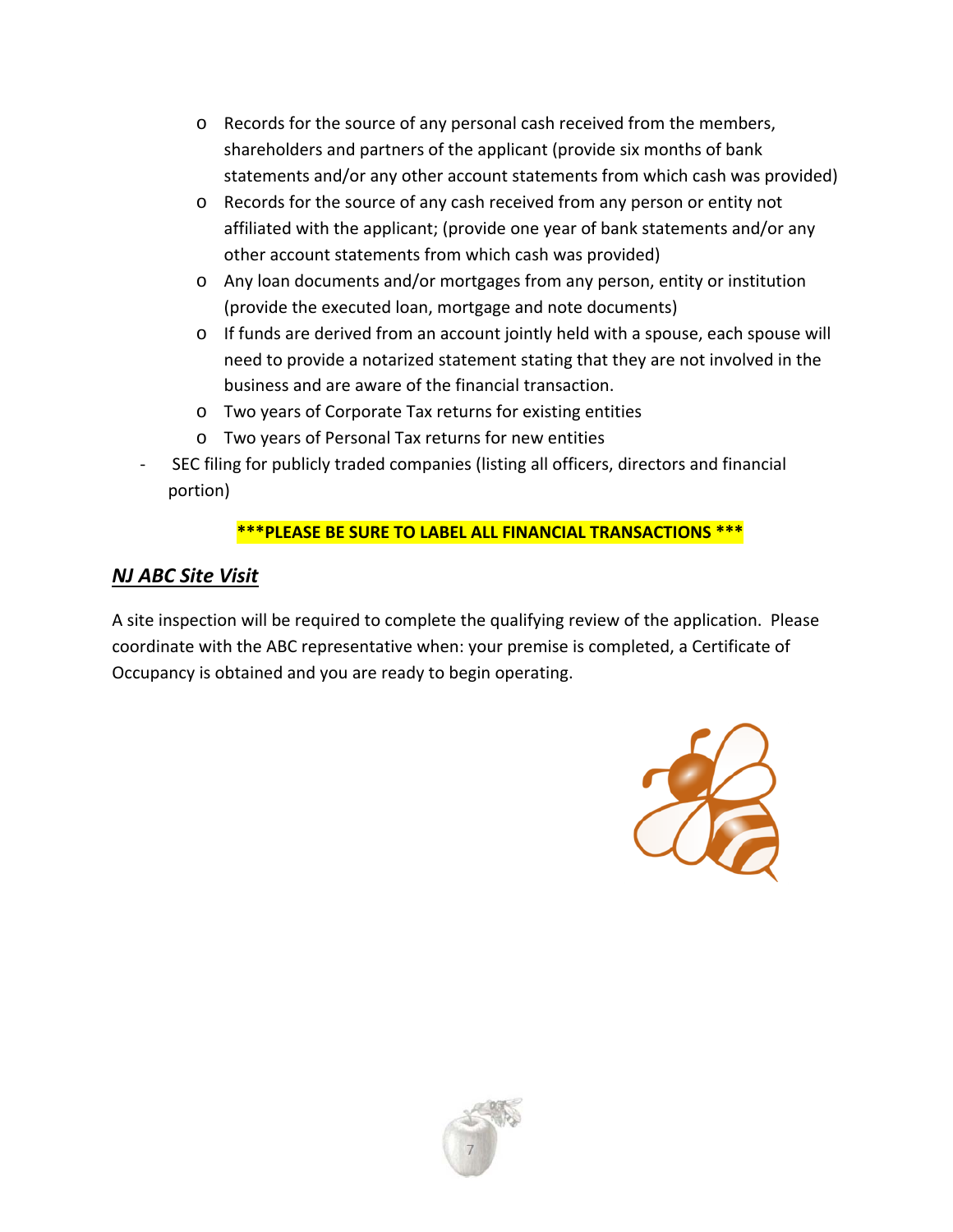- Records for the source of any personal cash received from the members, shareholders and partners of the applicant (provide six months of bank statements and/or any other account statements from which cash was provided)
  - Records for the source of any cash received from any person or entity not affiliated with the applicant; (provide one year of bank statements and/or any other account statements from which cash was provided)
  - Any loan documents and/or mortgages from any person, entity or institution (provide the executed loan, mortgage and note documents)
  - If funds are derived from an account jointly held with a spouse, each spouse will need to provide a notarized statement stating that they are not involved in the business and are aware of the financial transaction.
  - Two years of Corporate Tax returns for existing entities
  - Two years of Personal Tax returns for new entities
- SEC filing for publicly traded companies (listing all officers, directors and financial portion)

**\*\*\*PLEASE BE SURE TO LABEL ALL FINANCIAL TRANSACTIONS \*\*\***

## ***NJ ABC Site Visit***

A site inspection will be required to complete the qualifying review of the application. Please coordinate with the ABC representative when: your premise is completed, a Certificate of Occupancy is obtained and you are ready to begin operating.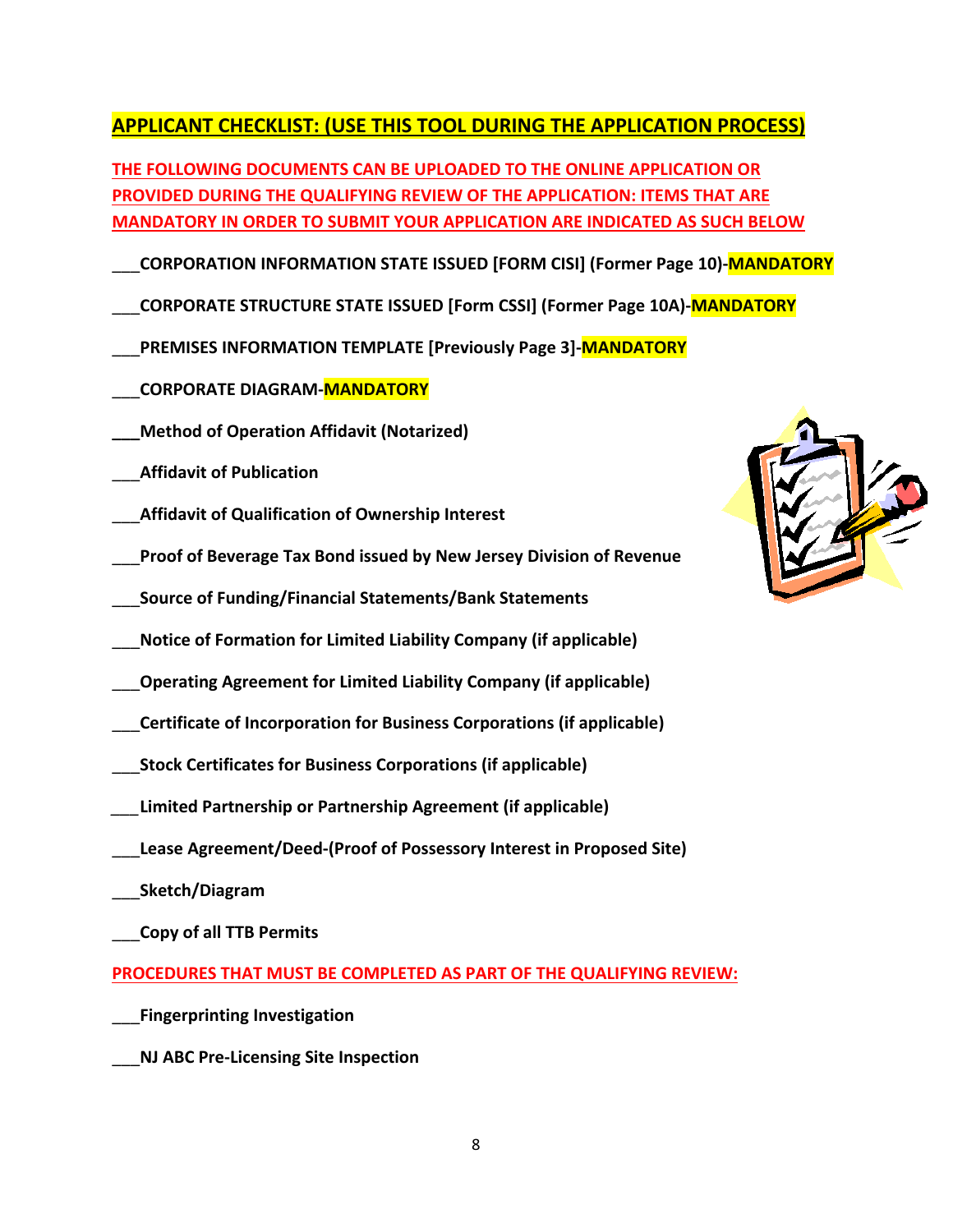## APPLICANT CHECKLIST: (USE THIS TOOL DURING THE APPLICATION PROCESS)

**THE FOLLOWING DOCUMENTS CAN BE UPLOADED TO THE ONLINE APPLICATION OR PROVIDED DURING THE QUALIFYING REVIEW OF THE APPLICATION: ITEMS THAT ARE MANDATORY IN ORDER TO SUBMIT YOUR APPLICATION ARE INDICATED AS SUCH BELOW**

___**CORPORATION INFORMATION STATE ISSUED [FORM CISI] (Former Page 10)-MANDATORY**

___**CORPORATE STRUCTURE STATE ISSUED [Form CSSI] (Former Page 10A)-MANDATORY**

___**PREMISES INFORMATION TEMPLATE [Previously Page 3]-MANDATORY**

___**CORPORATE DIAGRAM-MANDATORY**

___**Method of Operation Affidavit (Notarized)**

___**Affidavit of Publication**

___**Affidavit of Qualification of Ownership Interest**

___**Proof of Beverage Tax Bond issued by New Jersey Division of Revenue**

___**Source of Funding/Financial Statements/Bank Statements**

___**Notice of Formation for Limited Liability Company (if applicable)**

___**Operating Agreement for Limited Liability Company (if applicable)**

___**Certificate of Incorporation for Business Corporations (if applicable)**

___**Stock Certificates for Business Corporations (if applicable)**

___**Limited Partnership or Partnership Agreement (if applicable)**

___**Lease Agreement/Deed-(Proof of Possessory Interest in Proposed Site)**

___**Sketch/Diagram**

___**Copy of all TTB Permits**

**PROCEDURES THAT MUST BE COMPLETED AS PART OF THE QUALIFYING REVIEW:**

___**Fingerprinting Investigation**

___**NJ ABC Pre-Licensing Site Inspection**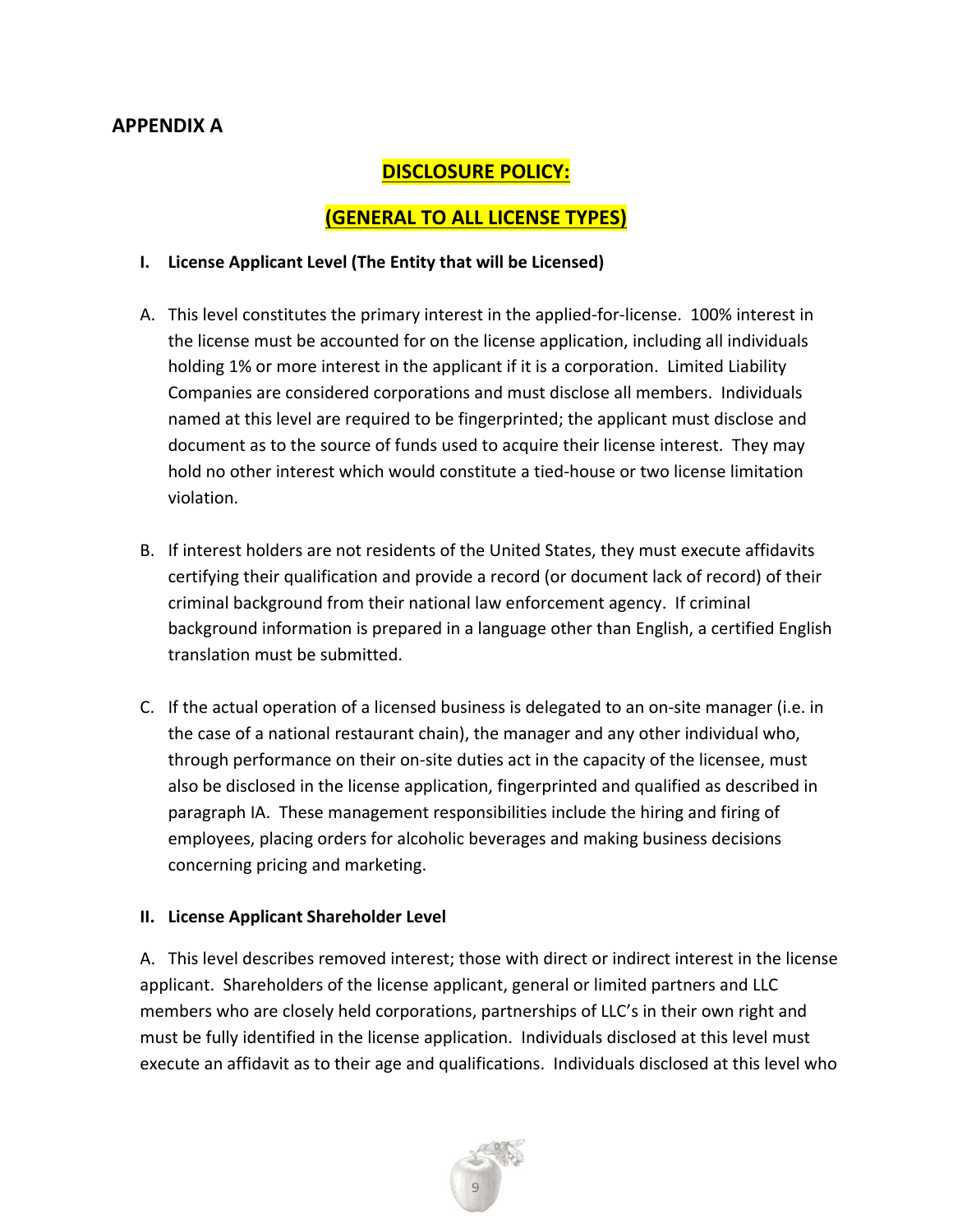## APPENDIX A

### DISCLOSURE POLICY:

### (GENERAL TO ALL LICENSE TYPES)

**I. License Applicant Level (The Entity that will be Licensed)**

A. This level constitutes the primary interest in the applied-for-license. 100% interest in the license must be accounted for on the license application, including all individuals holding 1% or more interest in the applicant if it is a corporation. Limited Liability Companies are considered corporations and must disclose all members. Individuals named at this level are required to be fingerprinted; the applicant must disclose and document as to the source of funds used to acquire their license interest. They may hold no other interest which would constitute a tied-house or two license limitation violation.

B. If interest holders are not residents of the United States, they must execute affidavits certifying their qualification and provide a record (or document lack of record) of their criminal background from their national law enforcement agency. If criminal background information is prepared in a language other than English, a certified English translation must be submitted.

C. If the actual operation of a licensed business is delegated to an on-site manager (i.e. in the case of a national restaurant chain), the manager and any other individual who, through performance on their on-site duties act in the capacity of the licensee, must also be disclosed in the license application, fingerprinted and qualified as described in paragraph IA. These management responsibilities include the hiring and firing of employees, placing orders for alcoholic beverages and making business decisions concerning pricing and marketing.

**II. License Applicant Shareholder Level**

A. This level describes removed interest; those with direct or indirect interest in the license applicant. Shareholders of the license applicant, general or limited partners and LLC members who are closely held corporations, partnerships of LLC's in their own right and must be fully identified in the license application. Individuals disclosed at this level must execute an affidavit as to their age and qualifications. Individuals disclosed at this level who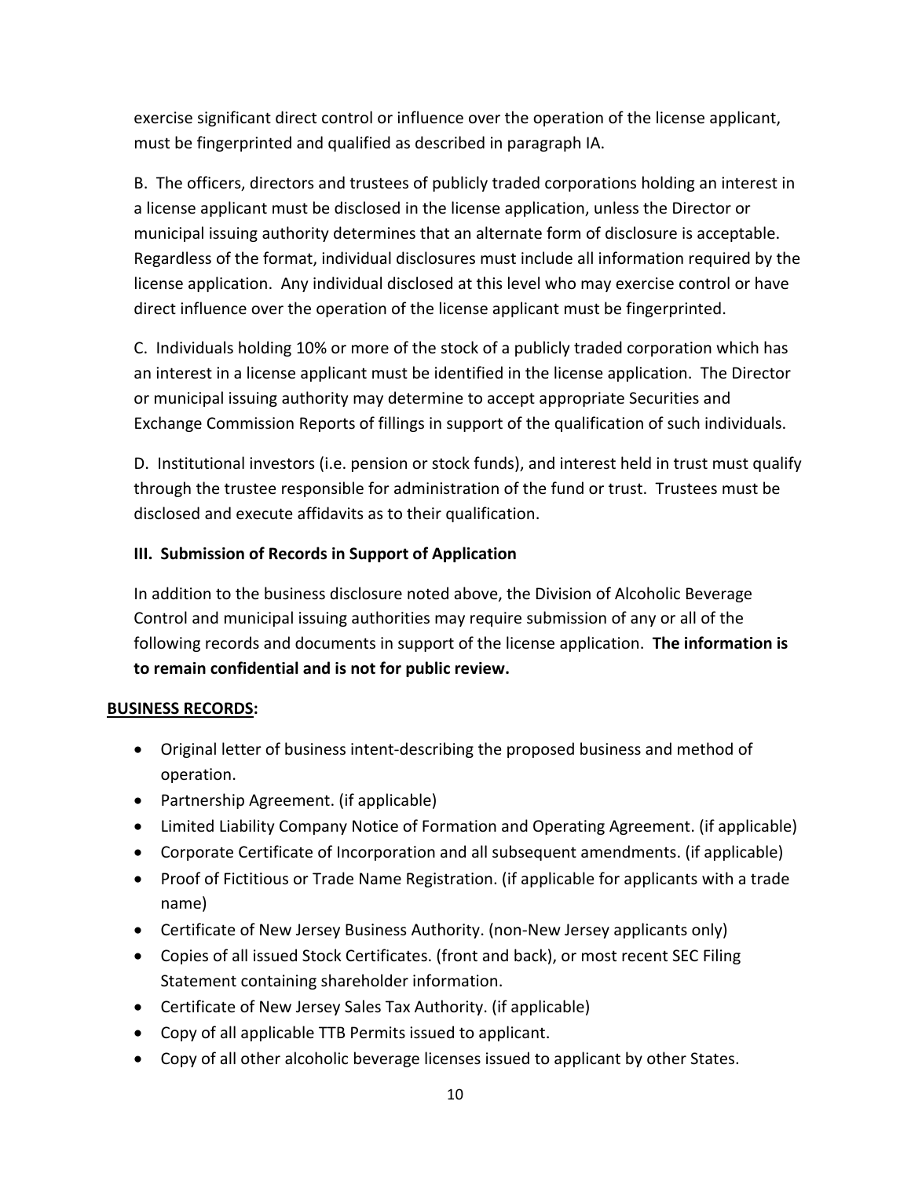exercise significant direct control or influence over the operation of the license applicant, must be fingerprinted and qualified as described in paragraph IA.

B. The officers, directors and trustees of publicly traded corporations holding an interest in a license applicant must be disclosed in the license application, unless the Director or municipal issuing authority determines that an alternate form of disclosure is acceptable. Regardless of the format, individual disclosures must include all information required by the license application. Any individual disclosed at this level who may exercise control or have direct influence over the operation of the license applicant must be fingerprinted.

C. Individuals holding 10% or more of the stock of a publicly traded corporation which has an interest in a license applicant must be identified in the license application. The Director or municipal issuing authority may determine to accept appropriate Securities and Exchange Commission Reports of fillings in support of the qualification of such individuals.

D. Institutional investors (i.e. pension or stock funds), and interest held in trust must qualify through the trustee responsible for administration of the fund or trust. Trustees must be disclosed and execute affidavits as to their qualification.

### III. Submission of Records in Support of Application

In addition to the business disclosure noted above, the Division of Alcoholic Beverage Control and municipal issuing authorities may require submission of any or all of the following records and documents in support of the license application. **The information is to remain confidential and is not for public review.**

**BUSINESS RECORDS:**

- Original letter of business intent-describing the proposed business and method of operation.
- Partnership Agreement. (if applicable)
- Limited Liability Company Notice of Formation and Operating Agreement. (if applicable)
- Corporate Certificate of Incorporation and all subsequent amendments. (if applicable)
- Proof of Fictitious or Trade Name Registration. (if applicable for applicants with a trade name)
- Certificate of New Jersey Business Authority. (non-New Jersey applicants only)
- Copies of all issued Stock Certificates. (front and back), or most recent SEC Filing Statement containing shareholder information.
- Certificate of New Jersey Sales Tax Authority. (if applicable)
- Copy of all applicable TTB Permits issued to applicant.
- Copy of all other alcoholic beverage licenses issued to applicant by other States.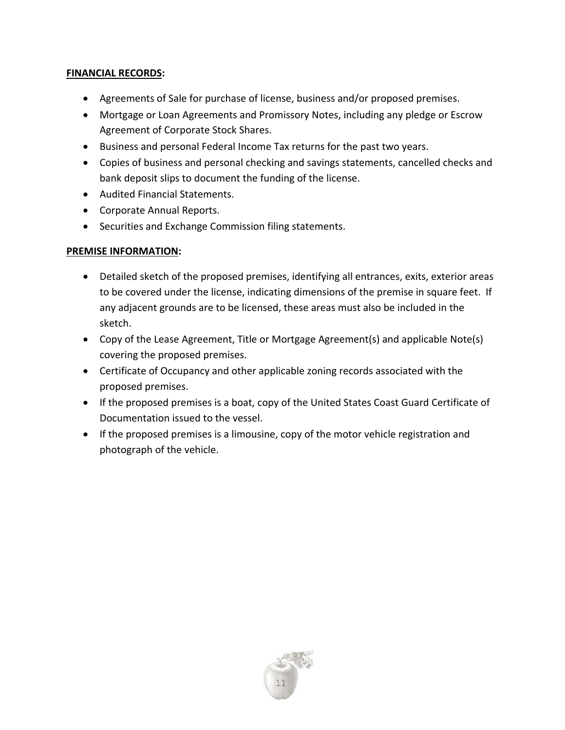**FINANCIAL RECORDS:**

- Agreements of Sale for purchase of license, business and/or proposed premises.
- Mortgage or Loan Agreements and Promissory Notes, including any pledge or Escrow Agreement of Corporate Stock Shares.
- Business and personal Federal Income Tax returns for the past two years.
- Copies of business and personal checking and savings statements, cancelled checks and bank deposit slips to document the funding of the license.
- Audited Financial Statements.
- Corporate Annual Reports.
- Securities and Exchange Commission filing statements.

**PREMISE INFORMATION:**

- Detailed sketch of the proposed premises, identifying all entrances, exits, exterior areas to be covered under the license, indicating dimensions of the premise in square feet. If any adjacent grounds are to be licensed, these areas must also be included in the sketch.
- Copy of the Lease Agreement, Title or Mortgage Agreement(s) and applicable Note(s) covering the proposed premises.
- Certificate of Occupancy and other applicable zoning records associated with the proposed premises.
- If the proposed premises is a boat, copy of the United States Coast Guard Certificate of Documentation issued to the vessel.
- If the proposed premises is a limousine, copy of the motor vehicle registration and photograph of the vehicle.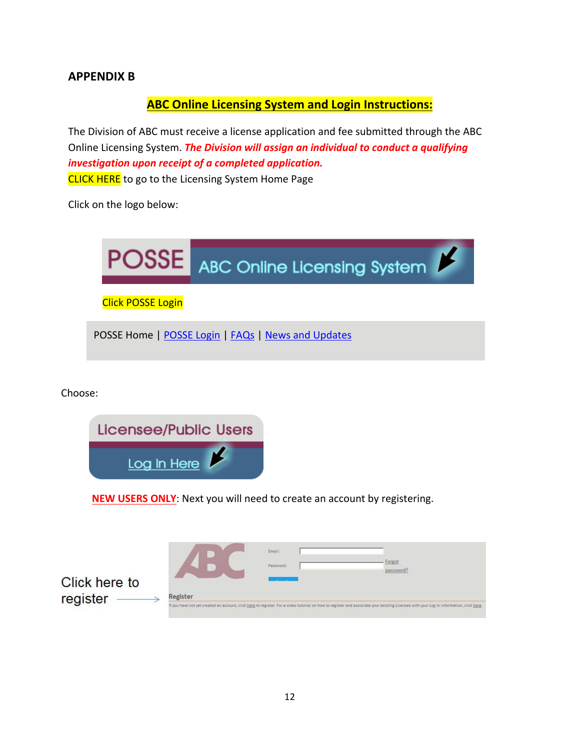## APPENDIX B

**ABC Online Licensing System and Login Instructions:**

The Division of ABC must receive a license application and fee submitted through the ABC Online Licensing System. ***The Division will assign an individual to conduct a qualifying investigation upon receipt of a completed application.***

CLICK HERE to go to the Licensing System Home Page

Click on the logo below:

POSSE ABC Online Licensing System

Click POSSE Login

POSSE Home | POSSE Login | FAQs | News and Updates

Choose:

Licensee/Public Users

Log In Here

NEW USERS ONLY: Next you will need to create an account by registering.

Click here to register →

Email:

Password:

Forgot password?

Register

If you have not yet created an account, click here to register. For a video tutorial on how to register and associate your existing Licenses with your Log In information, click here.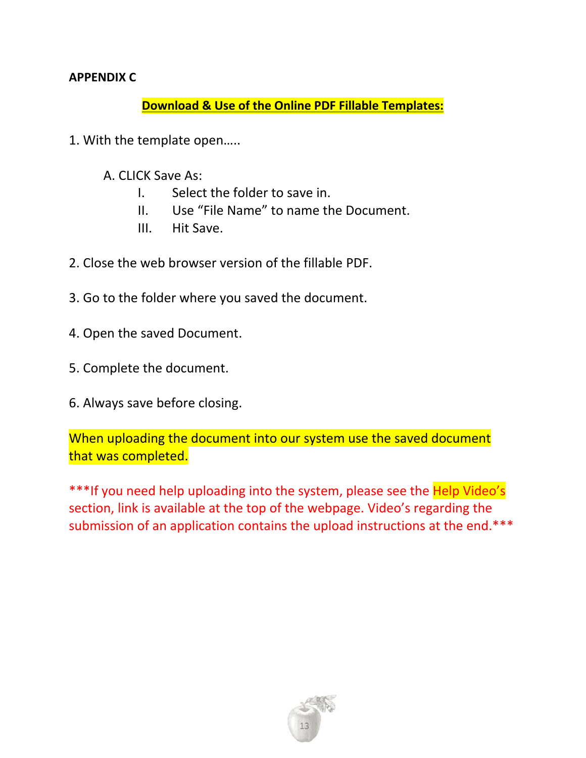**APPENDIX C**

**Download & Use of the Online PDF Fillable Templates:**

1. With the template open…..

   A. CLICK Save As:

      I. Select the folder to save in.

      II. Use "File Name" to name the Document.

      III. Hit Save.

2. Close the web browser version of the fillable PDF.

3. Go to the folder where you saved the document.

4. Open the saved Document.

5. Complete the document.

6. Always save before closing.

When uploading the document into our system use the saved document that was completed.

***If you need help uploading into the system, please see the Help Video's section, link is available at the top of the webpage. Video's regarding the submission of an application contains the upload instructions at the end.***